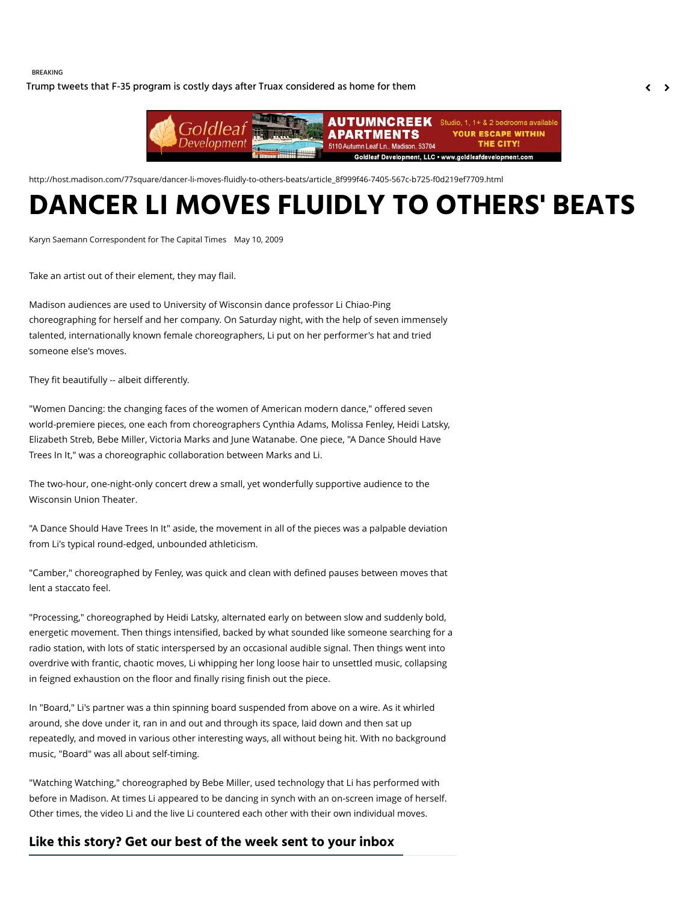http://host.madison.com/77square/dancer-li-moves-fluidly-to-others-beats/article_8f999f46-7405-567c-b725-f0d219ef7709.html

# DANCER LI MOVES FLUIDLY TO OTHERS' BEATS

Karyn Saemann Correspondent for The Capital Times May 10, 2009

Take an artist out of their element, they may flail.

Madison audiences are used to University of Wisconsin dance professor Li Chiao-Ping choreographing for herself and her company. On Saturday night, with the help of seven immensely talented, internationally known female choreographers, Li put on her performer's hat and tried someone else's moves.

They fit beautifully -- albeit differently.

"Women Dancing: the changing faces of the women of American modern dance," offered seven world-premiere pieces, one each from choreographers Cynthia Adams, Molissa Fenley, Heidi Latsky, Elizabeth Streb, Bebe Miller, Victoria Marks and June Watanabe. One piece, "A Dance Should Have Trees In It," was a choreographic collaboration between Marks and Li.

The two-hour, one-night-only concert drew a small, yet wonderfully supportive audience to the Wisconsin Union Theater.

"A Dance Should Have Trees In It" aside, the movement in all of the pieces was a palpable deviation from Li's typical round-edged, unbounded athleticism.

"Camber," choreographed by Fenley, was quick and clean with defined pauses between moves that lent a staccato feel.

"Processing," choreographed by Heidi Latsky, alternated early on between slow and suddenly bold, energetic movement. Then things intensified, backed by what sounded like someone searching for a radio station, with lots of static interspersed by an occasional audible signal. Then things went into overdrive with frantic, chaotic moves, Li whipping her long loose hair to unsettled music, collapsing in feigned exhaustion on the floor and finally rising finish out the piece.

In "Board," Li's partner was a thin spinning board suspended from above on a wire. As it whirled around, she dove under it, ran in and out and through its space, laid down and then sat up repeatedly, and moved in various other interesting ways, all without being hit. With no background music, "Board" was all about self-timing.

"Watching Watching," choreographed by Bebe Miller, used technology that Li has performed with before in Madison. At times Li appeared to be dancing in synch with an on-screen image of herself. Other times, the video Li and the live Li countered each other with their own individual moves.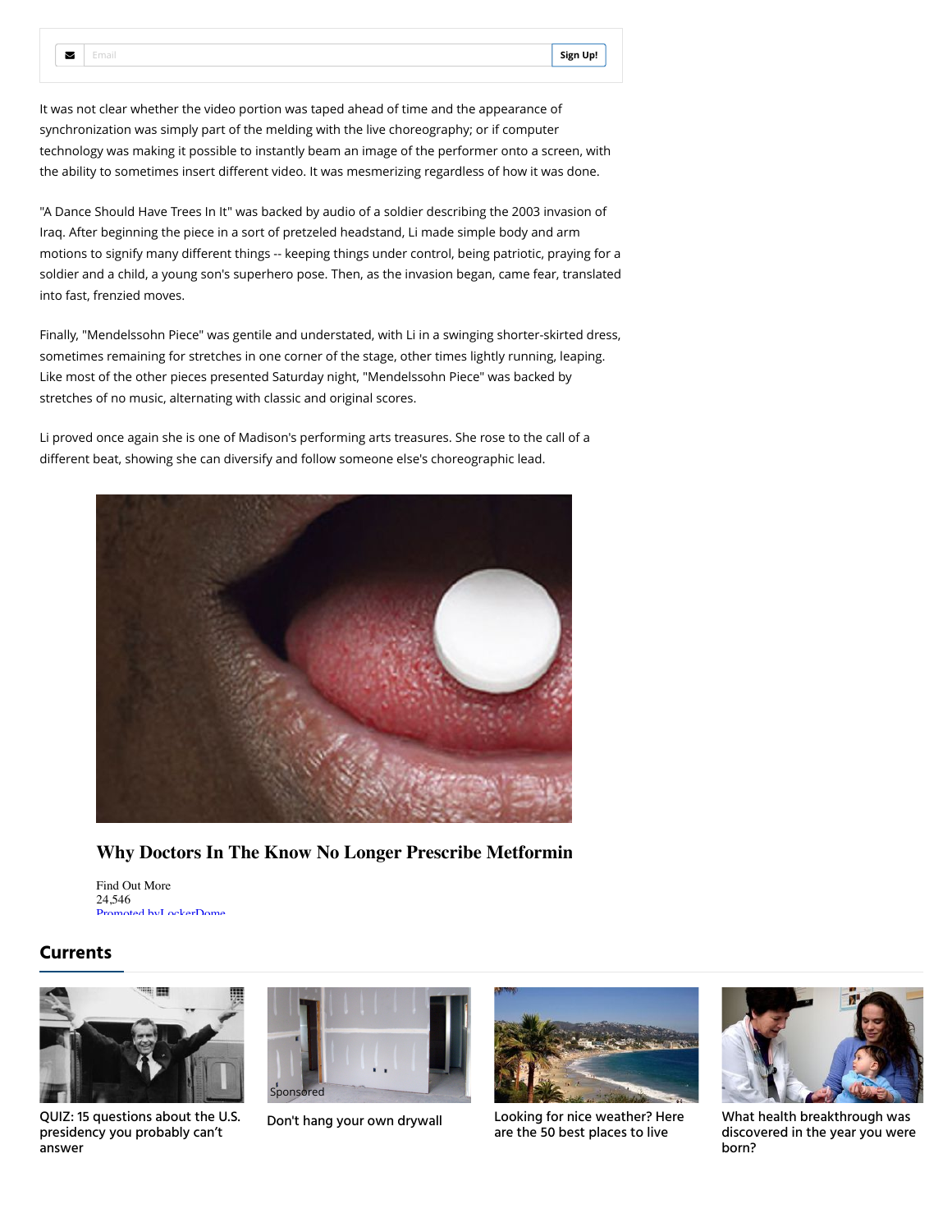Email Sign Up!

It was not clear whether the video portion was taped ahead of time and the appearance of synchronization was simply part of the melding with the live choreography; or if computer technology was making it possible to instantly beam an image of the performer onto a screen, with the ability to sometimes insert different video. It was mesmerizing regardless of how it was done.

"A Dance Should Have Trees In It" was backed by audio of a soldier describing the 2003 invasion of Iraq. After beginning the piece in a sort of pretzeled headstand, Li made simple body and arm motions to signify many different things -- keeping things under control, being patriotic, praying for a soldier and a child, a young son's superhero pose. Then, as the invasion began, came fear, translated into fast, frenzied moves.

Finally, "Mendelssohn Piece" was gentile and understated, with Li in a swinging shorter-skirted dress, sometimes remaining for stretches in one corner of the stage, other times lightly running, leaping. Like most of the other pieces presented Saturday night, "Mendelssohn Piece" was backed by stretches of no music, alternating with classic and original scores.

Li proved once again she is one of Madison's performing arts treasures. She rose to the call of a different beat, showing she can diversify and follow someone else's choreographic lead.

**Why Doctors In The Know No Longer Prescribe Metformin**

Find Out More
24,546
Promoted by LockerDome

## Currents

QUIZ: 15 questions about the U.S. presidency you probably can't answer

Sponsored
Don't hang your own drywall

Looking for nice weather? Here are the 50 best places to live

What health breakthrough was discovered in the year you were born?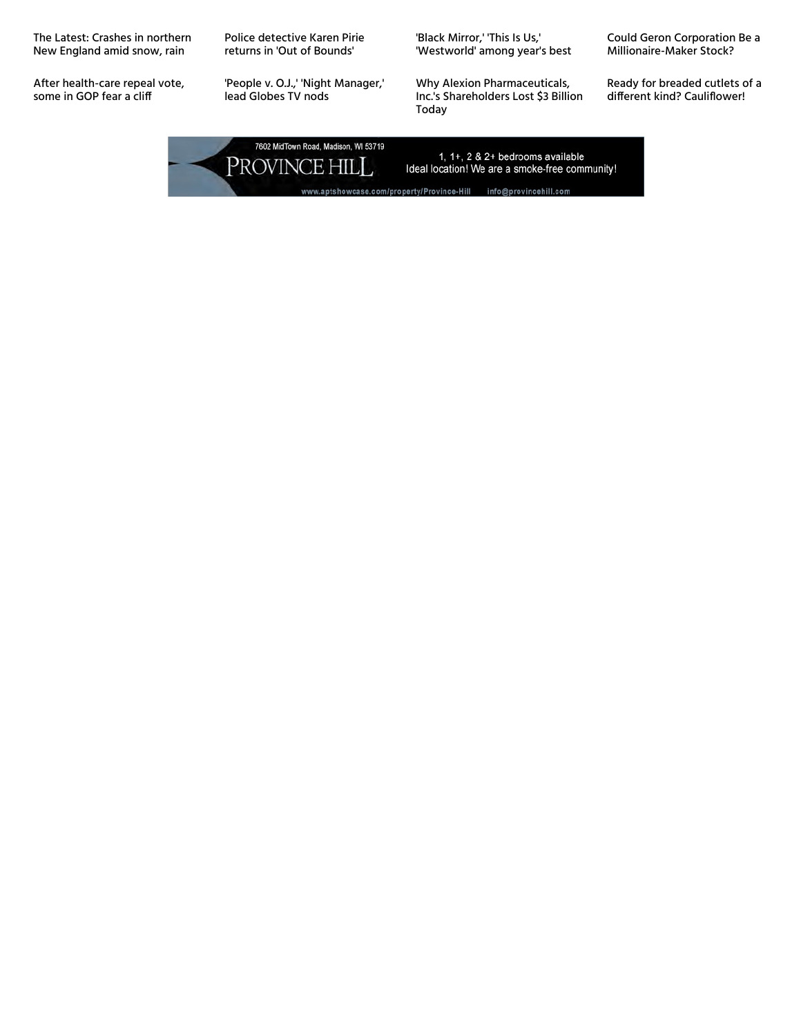The Latest: Crashes in northern New England amid snow, rain

Police detective Karen Pirie returns in 'Out of Bounds'

'Black Mirror,' 'This Is Us,' 'Westworld' among year's best

Could Geron Corporation Be a Millionaire-Maker Stock?

After health-care repeal vote, some in GOP fear a cliff

'People v. O.J.,' 'Night Manager,' lead Globes TV nods

Why Alexion Pharmaceuticals, Inc.'s Shareholders Lost $3 Billion Today

Ready for breaded cutlets of a different kind? Cauliflower!

7602 MidTown Road, Madison, WI 53719

PROVINCE HILL

1, 1+, 2 & 2+ bedrooms available
Ideal location! We are a smoke-free community!

www.aptshowcase.com/property/Province-Hill info@provincehill.com